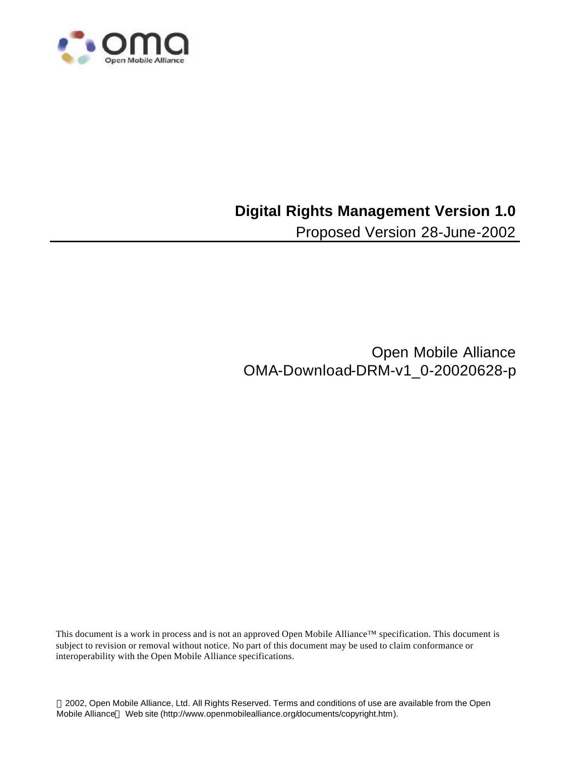# Digital Rights Management Version 1.0

Proposed Version 28-June-2002

Open Mobile Alliance
OMA-Download-DRM-v1_0-20020628-p

This document is a work in process and is not an approved Open Mobile Alliance™ specification. This document is subject to revision or removal without notice. No part of this document may be used to claim conformance or interoperability with the Open Mobile Alliance specifications.

2002, Open Mobile Alliance, Ltd. All Rights Reserved. Terms and conditions of use are available from the Open Mobile Alliance Web site (http://www.openmobilealliance.org/documents/copyright.htm).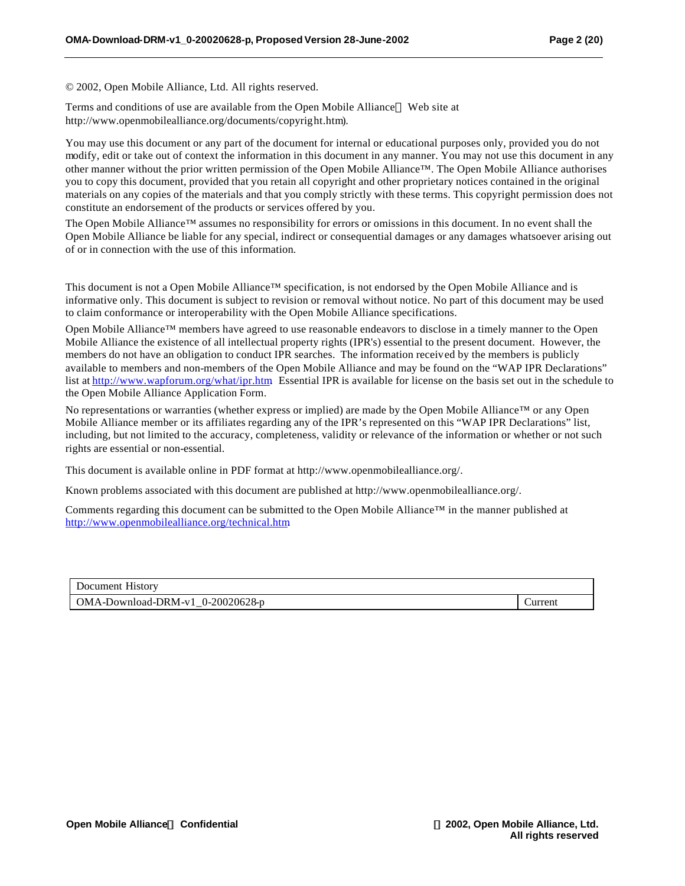© 2002, Open Mobile Alliance, Ltd. All rights reserved.

Terms and conditions of use are available from the Open Mobile Alliance™ Web site at http://www.openmobilealliance.org/documents/copyright.htm).

You may use this document or any part of the document for internal or educational purposes only, provided you do not modify, edit or take out of context the information in this document in any manner. You may not use this document in any other manner without the prior written permission of the Open Mobile Alliance™. The Open Mobile Alliance authorises you to copy this document, provided that you retain all copyright and other proprietary notices contained in the original materials on any copies of the materials and that you comply strictly with these terms. This copyright permission does not constitute an endorsement of the products or services offered by you.

The Open Mobile Alliance™ assumes no responsibility for errors or omissions in this document. In no event shall the Open Mobile Alliance be liable for any special, indirect or consequential damages or any damages whatsoever arising out of or in connection with the use of this information.

This document is not a Open Mobile Alliance™ specification, is not endorsed by the Open Mobile Alliance and is informative only. This document is subject to revision or removal without notice. No part of this document may be used to claim conformance or interoperability with the Open Mobile Alliance specifications.

Open Mobile Alliance™ members have agreed to use reasonable endeavors to disclose in a timely manner to the Open Mobile Alliance the existence of all intellectual property rights (IPR's) essential to the present document. However, the members do not have an obligation to conduct IPR searches. The information received by the members is publicly available to members and non-members of the Open Mobile Alliance and may be found on the "WAP IPR Declarations" list at http://www.wapforum.org/what/ipr.htm. Essential IPR is available for license on the basis set out in the schedule to the Open Mobile Alliance Application Form.

No representations or warranties (whether express or implied) are made by the Open Mobile Alliance™ or any Open Mobile Alliance member or its affiliates regarding any of the IPR's represented on this "WAP IPR Declarations" list, including, but not limited to the accuracy, completeness, validity or relevance of the information or whether or not such rights are essential or non-essential.

This document is available online in PDF format at http://www.openmobilealliance.org/.

Known problems associated with this document are published at http://www.openmobilealliance.org/.

Comments regarding this document can be submitted to the Open Mobile Alliance™ in the manner published at http://www.openmobilealliance.org/technical.htm

| Document History | |
|---|---|
| OMA-Download-DRM-v1_0-20020628-p | Current |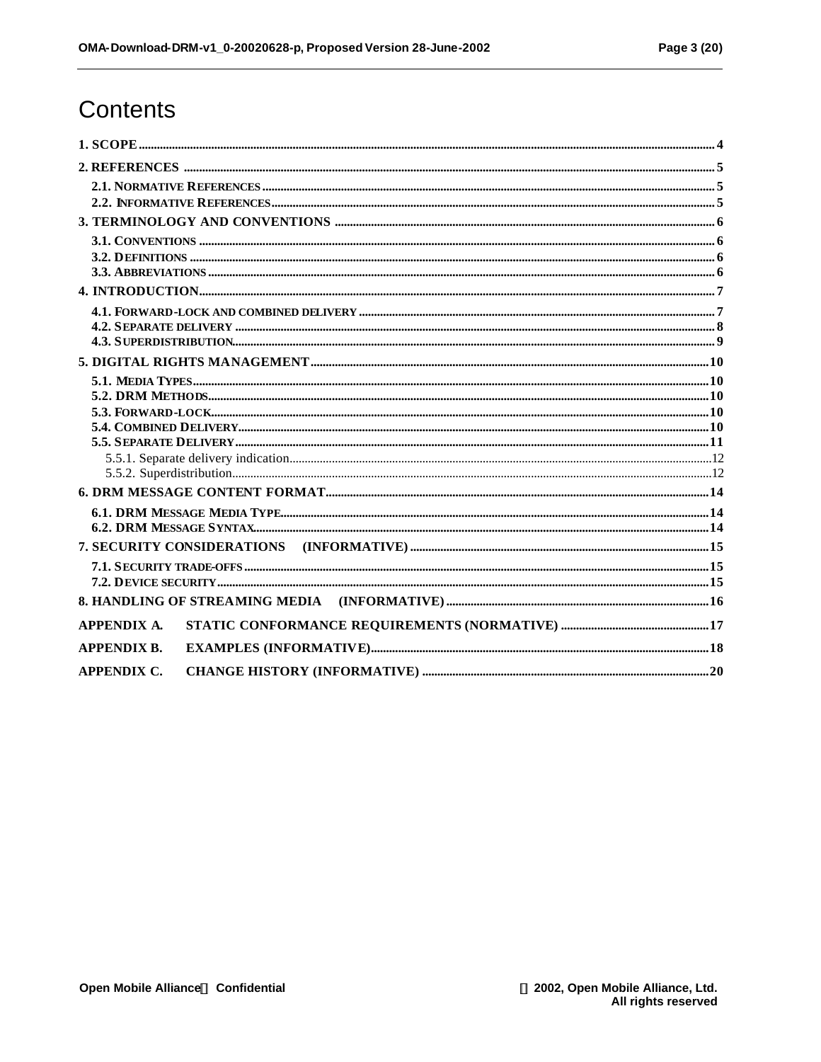# Contents

1. SCOPE ... 4
2. REFERENCES ... 5
   - 2.1. NORMATIVE REFERENCES ... 5
   - 2.2. INFORMATIVE REFERENCES ... 5
3. TERMINOLOGY AND CONVENTIONS ... 6
   - 3.1. CONVENTIONS ... 6
   - 3.2. DEFINITIONS ... 6
   - 3.3. ABBREVIATIONS ... 6
4. INTRODUCTION ... 7
   - 4.1. FORWARD-LOCK AND COMBINED DELIVERY ... 7
   - 4.2. SEPARATE DELIVERY ... 8
   - 4.3. SUPERDISTRIBUTION ... 9
5. DIGITAL RIGHTS MANAGEMENT ... 10
   - 5.1. MEDIA TYPES ... 10
   - 5.2. DRM METHODS ... 10
   - 5.3. FORWARD-LOCK ... 10
   - 5.4. COMBINED DELIVERY ... 10
   - 5.5. SEPARATE DELIVERY ... 11
     - 5.5.1. Separate delivery indication ... 12
     - 5.5.2. Superdistribution ... 12
6. DRM MESSAGE CONTENT FORMAT ... 14
   - 6.1. DRM MESSAGE MEDIA TYPE ... 14
   - 6.2. DRM MESSAGE SYNTAX ... 14
7. SECURITY CONSIDERATIONS (INFORMATIVE) ... 15
   - 7.1. SECURITY TRADE-OFFS ... 15
   - 7.2. DEVICE SECURITY ... 15
8. HANDLING OF STREAMING MEDIA (INFORMATIVE) ... 16

APPENDIX A. STATIC CONFORMANCE REQUIREMENTS (NORMATIVE) ... 17

APPENDIX B. EXAMPLES (INFORMATIVE) ... 18

APPENDIX C. CHANGE HISTORY (INFORMATIVE) ... 20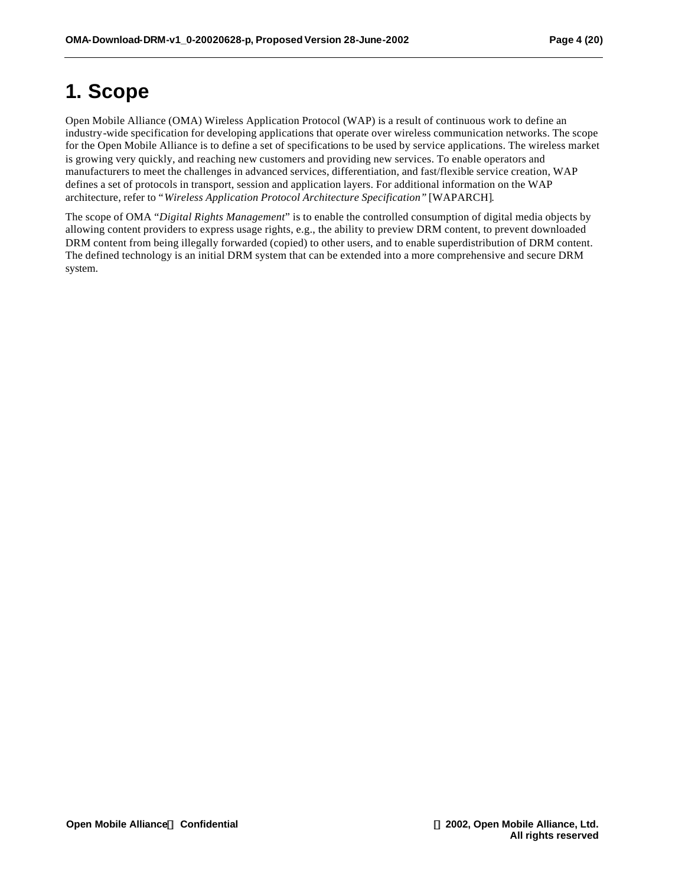# 1. Scope

Open Mobile Alliance (OMA) Wireless Application Protocol (WAP) is a result of continuous work to define an industry-wide specification for developing applications that operate over wireless communication networks. The scope for the Open Mobile Alliance is to define a set of specifications to be used by service applications. The wireless market is growing very quickly, and reaching new customers and providing new services. To enable operators and manufacturers to meet the challenges in advanced services, differentiation, and fast/flexible service creation, WAP defines a set of protocols in transport, session and application layers. For additional information on the WAP architecture, refer to "*Wireless Application Protocol Architecture Specification*" [WAPARCH].

The scope of OMA "*Digital Rights Management*" is to enable the controlled consumption of digital media objects by allowing content providers to express usage rights, e.g., the ability to preview DRM content, to prevent downloaded DRM content from being illegally forwarded (copied) to other users, and to enable superdistribution of DRM content. The defined technology is an initial DRM system that can be extended into a more comprehensive and secure DRM system.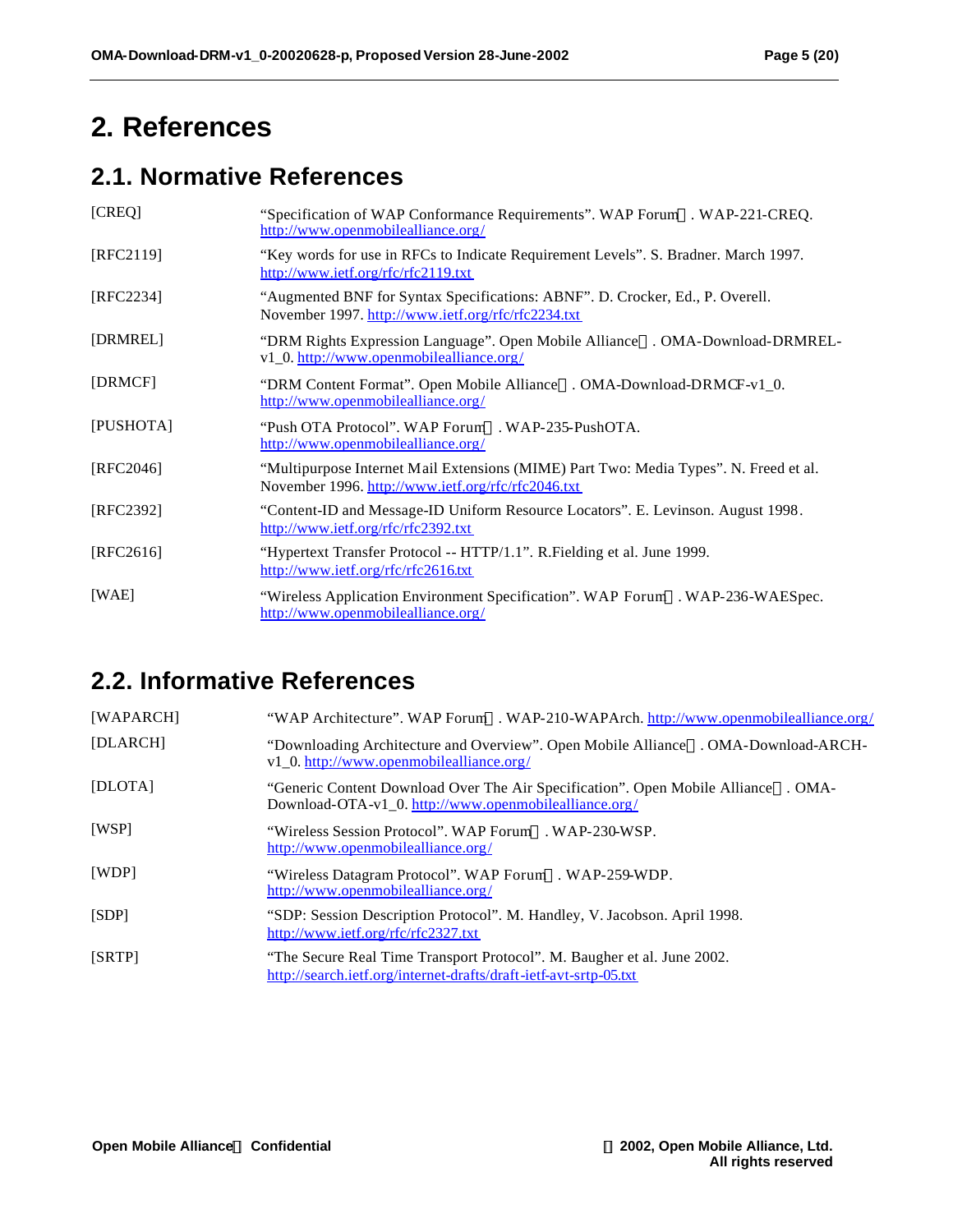# 2. References

## 2.1. Normative References

| | |
|---|---|
| [CREQ] | "Specification of WAP Conformance Requirements". WAP Forum. WAP-221-CREQ. http://www.openmobilealliance.org/ |
| [RFC2119] | "Key words for use in RFCs to Indicate Requirement Levels". S. Bradner. March 1997. http://www.ietf.org/rfc/rfc2119.txt |
| [RFC2234] | "Augmented BNF for Syntax Specifications: ABNF". D. Crocker, Ed., P. Overell. November 1997. http://www.ietf.org/rfc/rfc2234.txt |
| [DRMREL] | "DRM Rights Expression Language". Open Mobile Alliance. OMA-Download-DRMREL-v1_0. http://www.openmobilealliance.org/ |
| [DRMCF] | "DRM Content Format". Open Mobile Alliance. OMA-Download-DRMCF-v1_0. http://www.openmobilealliance.org/ |
| [PUSHOTA] | "Push OTA Protocol". WAP Forum. WAP-235-PushOTA. http://www.openmobilealliance.org/ |
| [RFC2046] | "Multipurpose Internet Mail Extensions (MIME) Part Two: Media Types". N. Freed et al. November 1996. http://www.ietf.org/rfc/rfc2046.txt |
| [RFC2392] | "Content-ID and Message-ID Uniform Resource Locators". E. Levinson. August 1998. http://www.ietf.org/rfc/rfc2392.txt |
| [RFC2616] | "Hypertext Transfer Protocol -- HTTP/1.1". R.Fielding et al. June 1999. http://www.ietf.org/rfc/rfc2616.txt |
| [WAE] | "Wireless Application Environment Specification". WAP Forum. WAP-236-WAESpec. http://www.openmobilealliance.org/ |

## 2.2. Informative References

| | |
|---|---|
| [WAPARCH] | "WAP Architecture". WAP Forum. WAP-210-WAPArch. http://www.openmobilealliance.org/ |
| [DLARCH] | "Downloading Architecture and Overview". Open Mobile Alliance. OMA-Download-ARCH-v1_0. http://www.openmobilealliance.org/ |
| [DLOTA] | "Generic Content Download Over The Air Specification". Open Mobile Alliance. OMA-Download-OTA-v1_0. http://www.openmobilealliance.org/ |
| [WSP] | "Wireless Session Protocol". WAP Forum. WAP-230-WSP. http://www.openmobilealliance.org/ |
| [WDP] | "Wireless Datagram Protocol". WAP Forum. WAP-259-WDP. http://www.openmobilealliance.org/ |
| [SDP] | "SDP: Session Description Protocol". M. Handley, V. Jacobson. April 1998. http://www.ietf.org/rfc/rfc2327.txt |
| [SRTP] | "The Secure Real Time Transport Protocol". M. Baugher et al. June 2002. http://search.ietf.org/internet-drafts/draft-ietf-avt-srtp-05.txt |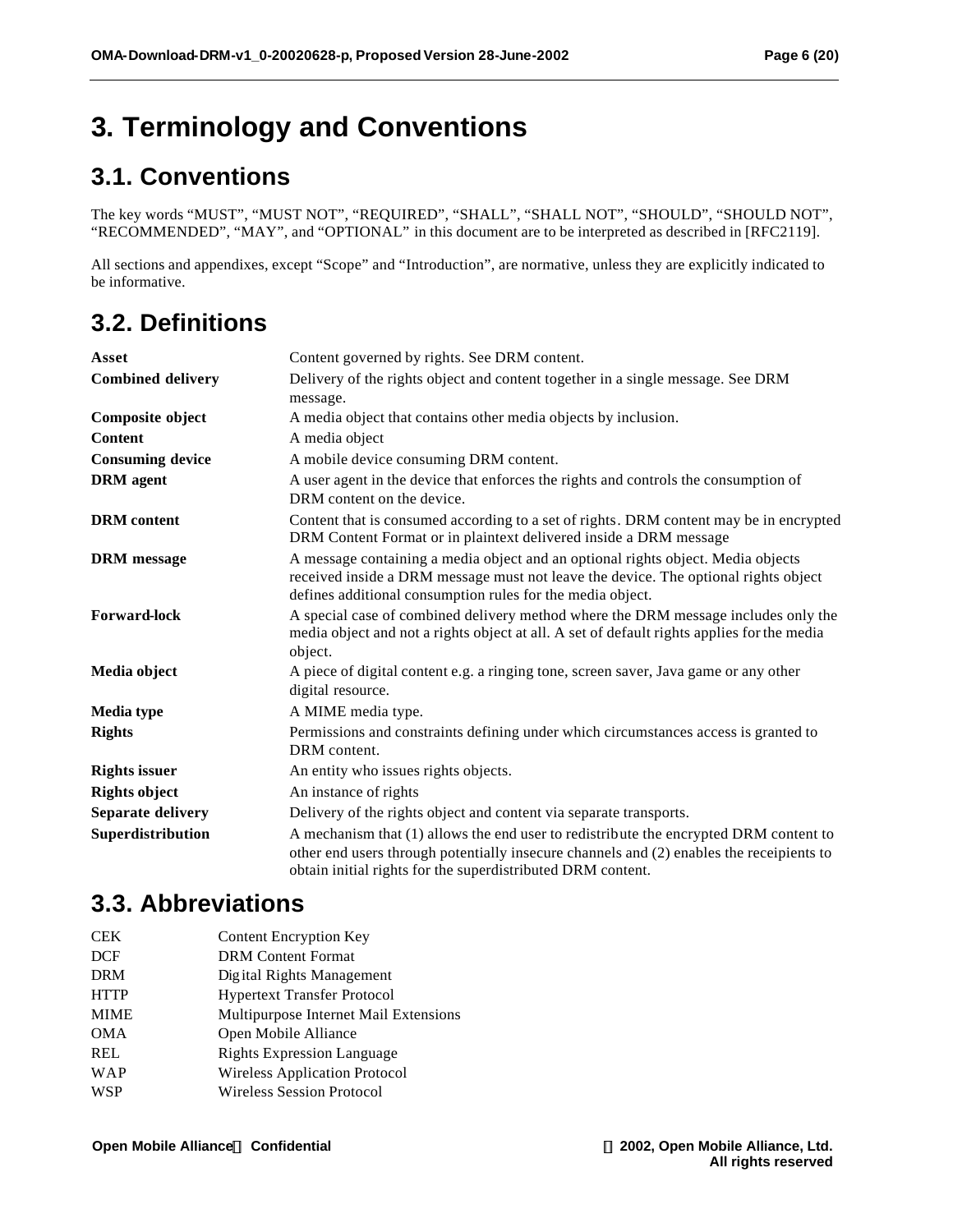# 3. Terminology and Conventions

## 3.1. Conventions

The key words "MUST", "MUST NOT", "REQUIRED", "SHALL", "SHALL NOT", "SHOULD", "SHOULD NOT", "RECOMMENDED", "MAY", and "OPTIONAL" in this document are to be interpreted as described in [RFC2119].

All sections and appendixes, except "Scope" and "Introduction", are normative, unless they are explicitly indicated to be informative.

## 3.2. Definitions

| | |
|---|---|
| **Asset** | Content governed by rights. See DRM content. |
| **Combined delivery** | Delivery of the rights object and content together in a single message. See DRM message. |
| **Composite object** | A media object that contains other media objects by inclusion. |
| **Content** | A media object |
| **Consuming device** | A mobile device consuming DRM content. |
| **DRM agent** | A user agent in the device that enforces the rights and controls the consumption of DRM content on the device. |
| **DRM content** | Content that is consumed according to a set of rights. DRM content may be in encrypted DRM Content Format or in plaintext delivered inside a DRM message |
| **DRM message** | A message containing a media object and an optional rights object. Media objects received inside a DRM message must not leave the device. The optional rights object defines additional consumption rules for the media object. |
| **Forward-lock** | A special case of combined delivery method where the DRM message includes only the media object and not a rights object at all. A set of default rights applies for the media object. |
| **Media object** | A piece of digital content e.g. a ringing tone, screen saver, Java game or any other digital resource. |
| **Media type** | A MIME media type. |
| **Rights** | Permissions and constraints defining under which circumstances access is granted to DRM content. |
| **Rights issuer** | An entity who issues rights objects. |
| **Rights object** | An instance of rights |
| **Separate delivery** | Delivery of the rights object and content via separate transports. |
| **Superdistribution** | A mechanism that (1) allows the end user to redistribute the encrypted DRM content to other end users through potentially insecure channels and (2) enables the receipients to obtain initial rights for the superdistributed DRM content. |

## 3.3. Abbreviations

| | |
|---|---|
| CEK | Content Encryption Key |
| DCF | DRM Content Format |
| DRM | Digital Rights Management |
| HTTP | Hypertext Transfer Protocol |
| MIME | Multipurpose Internet Mail Extensions |
| OMA | Open Mobile Alliance |
| REL | Rights Expression Language |
| WAP | Wireless Application Protocol |
| WSP | Wireless Session Protocol |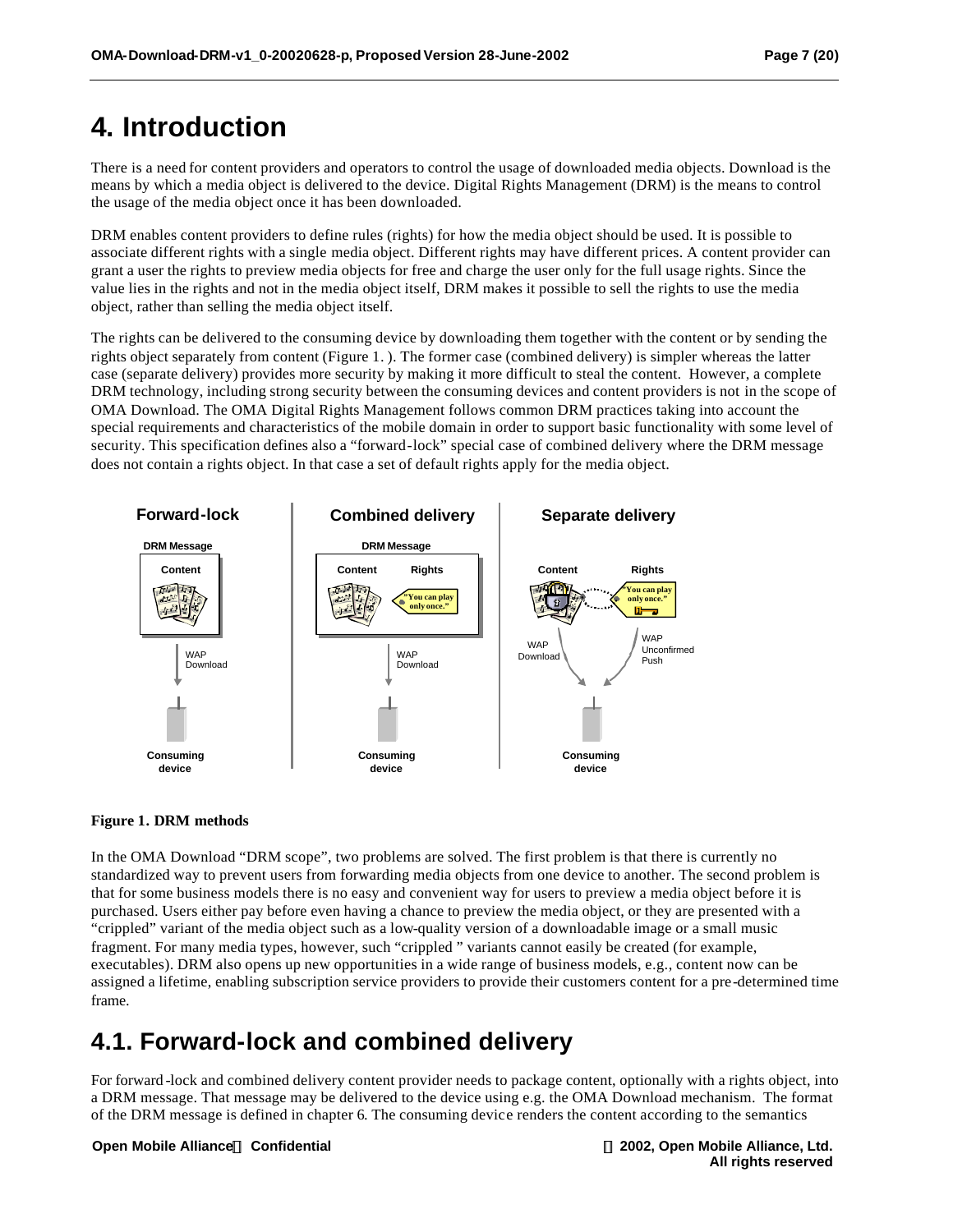# 4. Introduction

There is a need for content providers and operators to control the usage of downloaded media objects. Download is the means by which a media object is delivered to the device. Digital Rights Management (DRM) is the means to control the usage of the media object once it has been downloaded.

DRM enables content providers to define rules (rights) for how the media object should be used. It is possible to associate different rights with a single media object. Different rights may have different prices. A content provider can grant a user the rights to preview media objects for free and charge the user only for the full usage rights. Since the value lies in the rights and not in the media object itself, DRM makes it possible to sell the rights to use the media object, rather than selling the media object itself.

The rights can be delivered to the consuming device by downloading them together with the content or by sending the rights object separately from content (Figure 1. ). The former case (combined delivery) is simpler whereas the latter case (separate delivery) provides more security by making it more difficult to steal the content. However, a complete DRM technology, including strong security between the consuming devices and content providers is not in the scope of OMA Download. The OMA Digital Rights Management follows common DRM practices taking into account the special requirements and characteristics of the mobile domain in order to support basic functionality with some level of security. This specification defines also a "forward-lock" special case of combined delivery where the DRM message does not contain a rights object. In that case a set of default rights apply for the media object.

**Figure 1. DRM methods**

In the OMA Download "DRM scope", two problems are solved. The first problem is that there is currently no standardized way to prevent users from forwarding media objects from one device to another. The second problem is that for some business models there is no easy and convenient way for users to preview a media object before it is purchased. Users either pay before even having a chance to preview the media object, or they are presented with a "crippled" variant of the media object such as a low-quality version of a downloadable image or a small music fragment. For many media types, however, such "crippled " variants cannot easily be created (for example, executables). DRM also opens up new opportunities in a wide range of business models, e.g., content now can be assigned a lifetime, enabling subscription service providers to provide their customers content for a pre-determined time frame.

## 4.1. Forward-lock and combined delivery

For forward-lock and combined delivery content provider needs to package content, optionally with a rights object, into a DRM message. That message may be delivered to the device using e.g. the OMA Download mechanism. The format of the DRM message is defined in chapter 6. The consuming device renders the content according to the semantics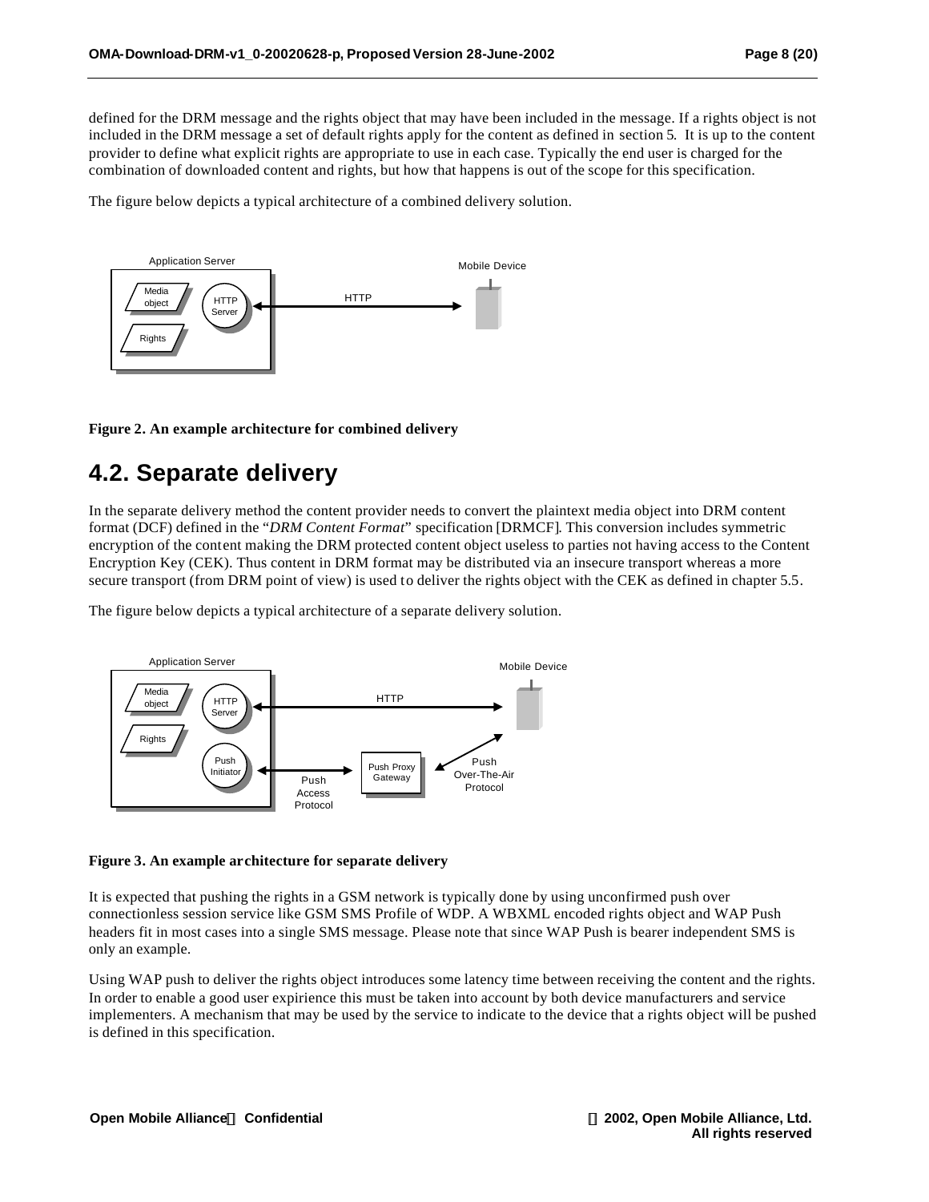defined for the DRM message and the rights object that may have been included in the message. If a rights object is not included in the DRM message a set of default rights apply for the content as defined in section 5. It is up to the content provider to define what explicit rights are appropriate to use in each case. Typically the end user is charged for the combination of downloaded content and rights, but how that happens is out of the scope for this specification.

The figure below depicts a typical architecture of a combined delivery solution.

**Figure 2. An example architecture for combined delivery**

## 4.2. Separate delivery

In the separate delivery method the content provider needs to convert the plaintext media object into DRM content format (DCF) defined in the "*DRM Content Format*" specification [DRMCF]. This conversion includes symmetric encryption of the content making the DRM protected content object useless to parties not having access to the Content Encryption Key (CEK). Thus content in DRM format may be distributed via an insecure transport whereas a more secure transport (from DRM point of view) is used to deliver the rights object with the CEK as defined in chapter 5.5.

The figure below depicts a typical architecture of a separate delivery solution.

**Figure 3. An example architecture for separate delivery**

It is expected that pushing the rights in a GSM network is typically done by using unconfirmed push over connectionless session service like GSM SMS Profile of WDP. A WBXML encoded rights object and WAP Push headers fit in most cases into a single SMS message. Please note that since WAP Push is bearer independent SMS is only an example.

Using WAP push to deliver the rights object introduces some latency time between receiving the content and the rights. In order to enable a good user expirience this must be taken into account by both device manufacturers and service implementers. A mechanism that may be used by the service to indicate to the device that a rights object will be pushed is defined in this specification.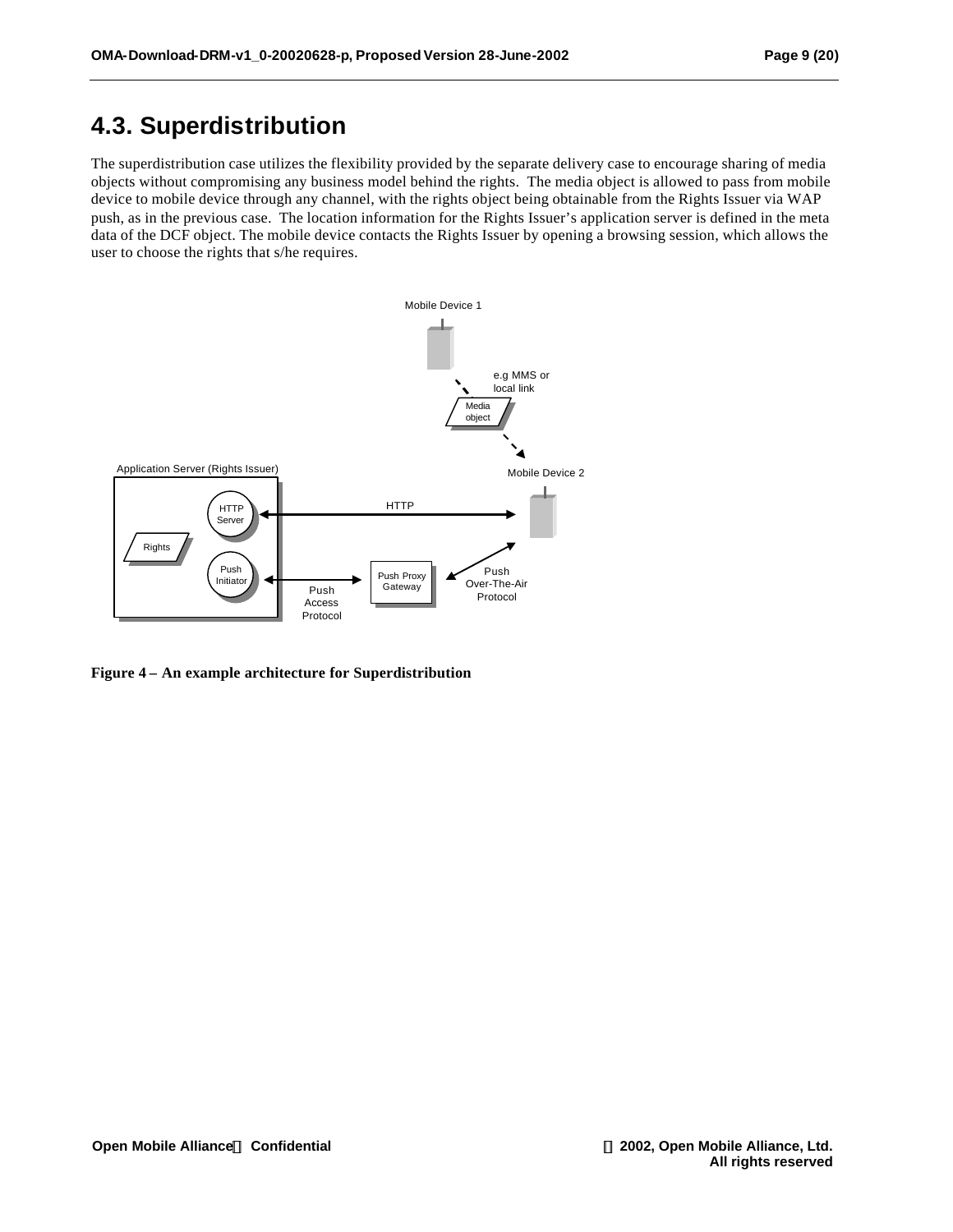## 4.3. Superdistribution

The superdistribution case utilizes the flexibility provided by the separate delivery case to encourage sharing of media objects without compromising any business model behind the rights. The media object is allowed to pass from mobile device to mobile device through any channel, with the rights object being obtainable from the Rights Issuer via WAP push, as in the previous case. The location information for the Rights Issuer's application server is defined in the meta data of the DCF object. The mobile device contacts the Rights Issuer by opening a browsing session, which allows the user to choose the rights that s/he requires.

**Figure 4 – An example architecture for Superdistribution**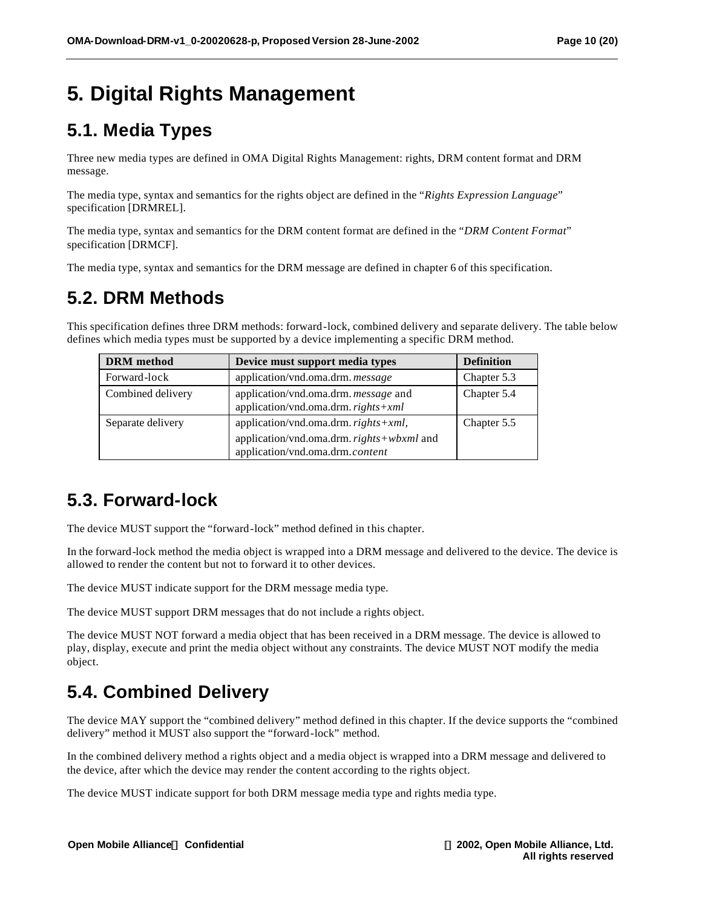# 5. Digital Rights Management

## 5.1. Media Types

Three new media types are defined in OMA Digital Rights Management: rights, DRM content format and DRM message.

The media type, syntax and semantics for the rights object are defined in the "*Rights Expression Language*" specification [DRMREL].

The media type, syntax and semantics for the DRM content format are defined in the "*DRM Content Format*" specification [DRMCF].

The media type, syntax and semantics for the DRM message are defined in chapter 6 of this specification.

## 5.2. DRM Methods

This specification defines three DRM methods: forward-lock, combined delivery and separate delivery. The table below defines which media types must be supported by a device implementing a specific DRM method.

| DRM method | Device must support media types | Definition |
|---|---|---|
| Forward-lock | application/vnd.oma.drm.*message* | Chapter 5.3 |
| Combined delivery | application/vnd.oma.drm.*message* and application/vnd.oma.drm.*rights+xml* | Chapter 5.4 |
| Separate delivery | application/vnd.oma.drm.*rights+xml*, application/vnd.oma.drm.*rights+wbxml* and application/vnd.oma.drm.*content* | Chapter 5.5 |

## 5.3. Forward-lock

The device MUST support the "forward-lock" method defined in this chapter.

In the forward-lock method the media object is wrapped into a DRM message and delivered to the device. The device is allowed to render the content but not to forward it to other devices.

The device MUST indicate support for the DRM message media type.

The device MUST support DRM messages that do not include a rights object.

The device MUST NOT forward a media object that has been received in a DRM message. The device is allowed to play, display, execute and print the media object without any constraints. The device MUST NOT modify the media object.

## 5.4. Combined Delivery

The device MAY support the "combined delivery" method defined in this chapter. If the device supports the "combined delivery" method it MUST also support the "forward-lock" method.

In the combined delivery method a rights object and a media object is wrapped into a DRM message and delivered to the device, after which the device may render the content according to the rights object.

The device MUST indicate support for both DRM message media type and rights media type.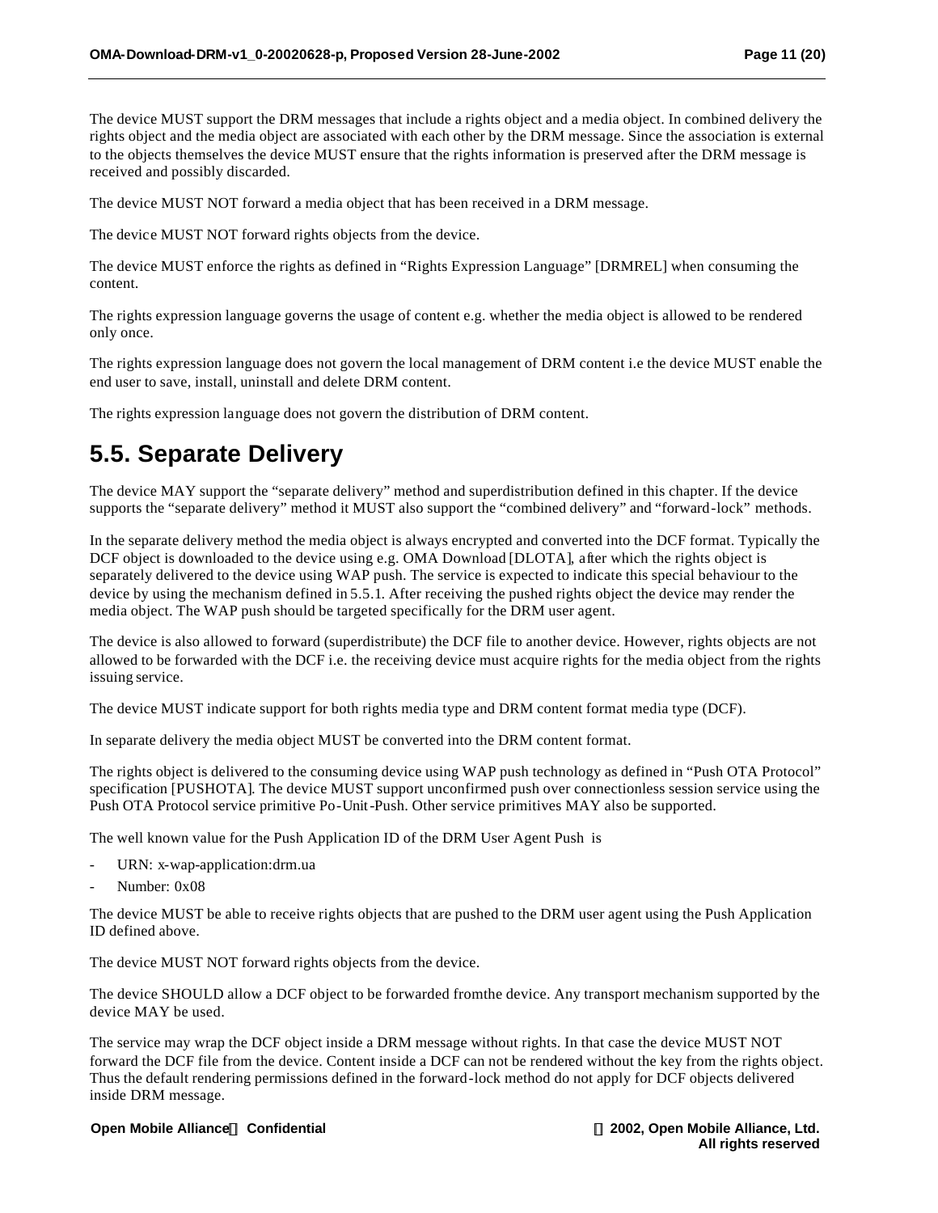The device MUST support the DRM messages that include a rights object and a media object. In combined delivery the rights object and the media object are associated with each other by the DRM message. Since the association is external to the objects themselves the device MUST ensure that the rights information is preserved after the DRM message is received and possibly discarded.

The device MUST NOT forward a media object that has been received in a DRM message.

The device MUST NOT forward rights objects from the device.

The device MUST enforce the rights as defined in "Rights Expression Language" [DRMREL] when consuming the content.

The rights expression language governs the usage of content e.g. whether the media object is allowed to be rendered only once.

The rights expression language does not govern the local management of DRM content i.e the device MUST enable the end user to save, install, uninstall and delete DRM content.

The rights expression language does not govern the distribution of DRM content.

## 5.5. Separate Delivery

The device MAY support the "separate delivery" method and superdistribution defined in this chapter. If the device supports the "separate delivery" method it MUST also support the "combined delivery" and "forward-lock" methods.

In the separate delivery method the media object is always encrypted and converted into the DCF format. Typically the DCF object is downloaded to the device using e.g. OMA Download [DLOTA], after which the rights object is separately delivered to the device using WAP push. The service is expected to indicate this special behaviour to the device by using the mechanism defined in 5.5.1. After receiving the pushed rights object the device may render the media object. The WAP push should be targeted specifically for the DRM user agent.

The device is also allowed to forward (superdistribute) the DCF file to another device. However, rights objects are not allowed to be forwarded with the DCF i.e. the receiving device must acquire rights for the media object from the rights issuing service.

The device MUST indicate support for both rights media type and DRM content format media type (DCF).

In separate delivery the media object MUST be converted into the DRM content format.

The rights object is delivered to the consuming device using WAP push technology as defined in "Push OTA Protocol" specification [PUSHOTA]. The device MUST support unconfirmed push over connectionless session service using the Push OTA Protocol service primitive Po-Unit-Push. Other service primitives MAY also be supported.

The well known value for the Push Application ID of the DRM User Agent Push is

- URN: x-wap-application:drm.ua
- Number: 0x08

The device MUST be able to receive rights objects that are pushed to the DRM user agent using the Push Application ID defined above.

The device MUST NOT forward rights objects from the device.

The device SHOULD allow a DCF object to be forwarded fromthe device. Any transport mechanism supported by the device MAY be used.

The service may wrap the DCF object inside a DRM message without rights. In that case the device MUST NOT forward the DCF file from the device. Content inside a DCF can not be rendered without the key from the rights object. Thus the default rendering permissions defined in the forward-lock method do not apply for DCF objects delivered inside DRM message.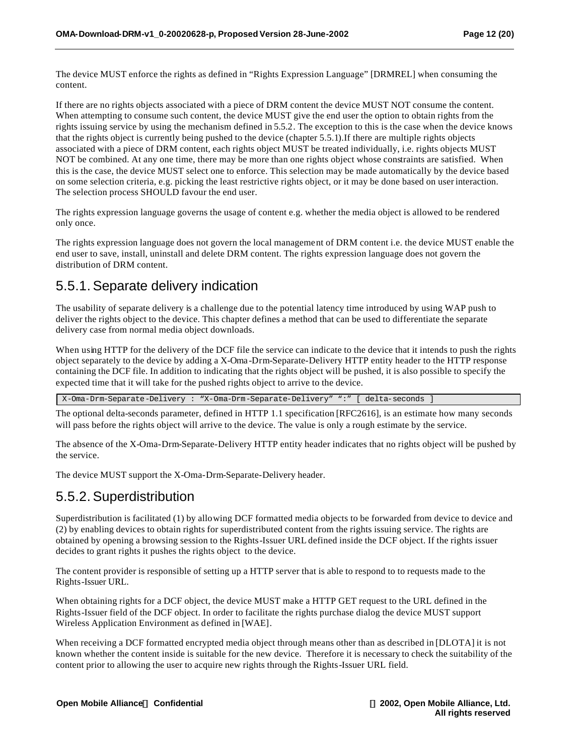The device MUST enforce the rights as defined in "Rights Expression Language" [DRMREL] when consuming the content.

If there are no rights objects associated with a piece of DRM content the device MUST NOT consume the content. When attempting to consume such content, the device MUST give the end user the option to obtain rights from the rights issuing service by using the mechanism defined in 5.5.2. The exception to this is the case when the device knows that the rights object is currently being pushed to the device (chapter 5.5.1).If there are multiple rights objects associated with a piece of DRM content, each rights object MUST be treated individually, i.e. rights objects MUST NOT be combined. At any one time, there may be more than one rights object whose constraints are satisfied. When this is the case, the device MUST select one to enforce. This selection may be made automatically by the device based on some selection criteria, e.g. picking the least restrictive rights object, or it may be done based on user interaction. The selection process SHOULD favour the end user.

The rights expression language governs the usage of content e.g. whether the media object is allowed to be rendered only once.

The rights expression language does not govern the local management of DRM content i.e. the device MUST enable the end user to save, install, uninstall and delete DRM content. The rights expression language does not govern the distribution of DRM content.

## 5.5.1. Separate delivery indication

The usability of separate delivery is a challenge due to the potential latency time introduced by using WAP push to deliver the rights object to the device. This chapter defines a method that can be used to differentiate the separate delivery case from normal media object downloads.

When using HTTP for the delivery of the DCF file the service can indicate to the device that it intends to push the rights object separately to the device by adding a X-Oma-Drm-Separate-Delivery HTTP entity header to the HTTP response containing the DCF file. In addition to indicating that the rights object will be pushed, it is also possible to specify the expected time that it will take for the pushed rights object to arrive to the device.

```
X-Oma-Drm-Separate-Delivery : "X-Oma-Drm-Separate-Delivery" ":" [ delta-seconds ]
```

The optional delta-seconds parameter, defined in HTTP 1.1 specification [RFC2616], is an estimate how many seconds will pass before the rights object will arrive to the device. The value is only a rough estimate by the service.

The absence of the X-Oma-Drm-Separate-Delivery HTTP entity header indicates that no rights object will be pushed by the service.

The device MUST support the X-Oma-Drm-Separate-Delivery header.

## 5.5.2. Superdistribution

Superdistribution is facilitated (1) by allowing DCF formatted media objects to be forwarded from device to device and (2) by enabling devices to obtain rights for superdistributed content from the rights issuing service. The rights are obtained by opening a browsing session to the Rights-Issuer URL defined inside the DCF object. If the rights issuer decides to grant rights it pushes the rights object to the device.

The content provider is responsible of setting up a HTTP server that is able to respond to to requests made to the Rights-Issuer URL.

When obtaining rights for a DCF object, the device MUST make a HTTP GET request to the URL defined in the Rights-Issuer field of the DCF object. In order to facilitate the rights purchase dialog the device MUST support Wireless Application Environment as defined in [WAE].

When receiving a DCF formatted encrypted media object through means other than as described in [DLOTA] it is not known whether the content inside is suitable for the new device. Therefore it is necessary to check the suitability of the content prior to allowing the user to acquire new rights through the Rights-Issuer URL field.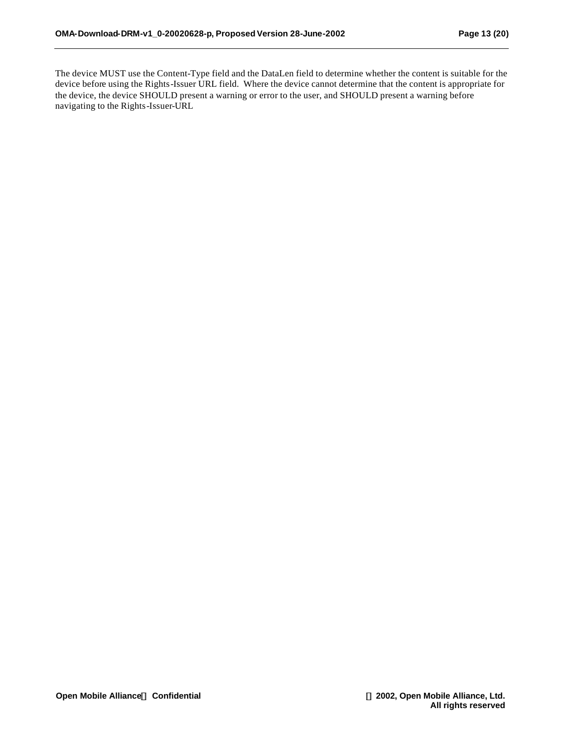The device MUST use the Content-Type field and the DataLen field to determine whether the content is suitable for the device before using the Rights-Issuer URL field. Where the device cannot determine that the content is appropriate for the device, the device SHOULD present a warning or error to the user, and SHOULD present a warning before navigating to the Rights-Issuer-URL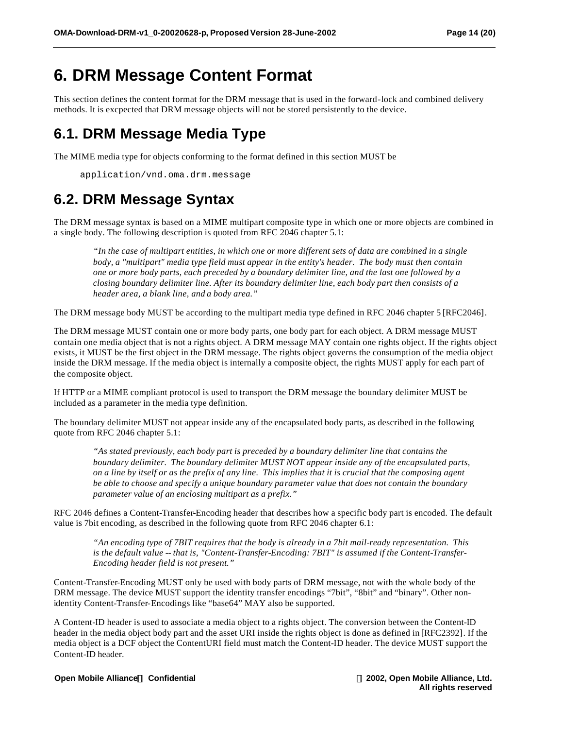# 6. DRM Message Content Format

This section defines the content format for the DRM message that is used in the forward-lock and combined delivery methods. It is excpected that DRM message objects will not be stored persistently to the device.

## 6.1. DRM Message Media Type

The MIME media type for objects conforming to the format defined in this section MUST be

```
application/vnd.oma.drm.message
```

## 6.2. DRM Message Syntax

The DRM message syntax is based on a MIME multipart composite type in which one or more objects are combined in a single body. The following description is quoted from RFC 2046 chapter 5.1:

> *"In the case of multipart entities, in which one or more different sets of data are combined in a single body, a "multipart" media type field must appear in the entity's header. The body must then contain one or more body parts, each preceded by a boundary delimiter line, and the last one followed by a closing boundary delimiter line. After its boundary delimiter line, each body part then consists of a header area, a blank line, and a body area."*

The DRM message body MUST be according to the multipart media type defined in RFC 2046 chapter 5 [RFC2046].

The DRM message MUST contain one or more body parts, one body part for each object. A DRM message MUST contain one media object that is not a rights object. A DRM message MAY contain one rights object. If the rights object exists, it MUST be the first object in the DRM message. The rights object governs the consumption of the media object inside the DRM message. If the media object is internally a composite object, the rights MUST apply for each part of the composite object.

If HTTP or a MIME compliant protocol is used to transport the DRM message the boundary delimiter MUST be included as a parameter in the media type definition.

The boundary delimiter MUST not appear inside any of the encapsulated body parts, as described in the following quote from RFC 2046 chapter 5.1:

> *"As stated previously, each body part is preceded by a boundary delimiter line that contains the boundary delimiter. The boundary delimiter MUST NOT appear inside any of the encapsulated parts, on a line by itself or as the prefix of any line. This implies that it is crucial that the composing agent be able to choose and specify a unique boundary parameter value that does not contain the boundary parameter value of an enclosing multipart as a prefix."*

RFC 2046 defines a Content-Transfer-Encoding header that describes how a specific body part is encoded. The default value is 7bit encoding, as described in the following quote from RFC 2046 chapter 6.1:

> *"An encoding type of 7BIT requires that the body is already in a 7bit mail-ready representation. This is the default value -- that is, "Content-Transfer-Encoding: 7BIT" is assumed if the Content-Transfer-Encoding header field is not present."*

Content-Transfer-Encoding MUST only be used with body parts of DRM message, not with the whole body of the DRM message. The device MUST support the identity transfer encodings "7bit", "8bit" and "binary". Other non-identity Content-Transfer-Encodings like "base64" MAY also be supported.

A Content-ID header is used to associate a media object to a rights object. The conversion between the Content-ID header in the media object body part and the asset URI inside the rights object is done as defined in [RFC2392]. If the media object is a DCF object the ContentURI field must match the Content-ID header. The device MUST support the Content-ID header.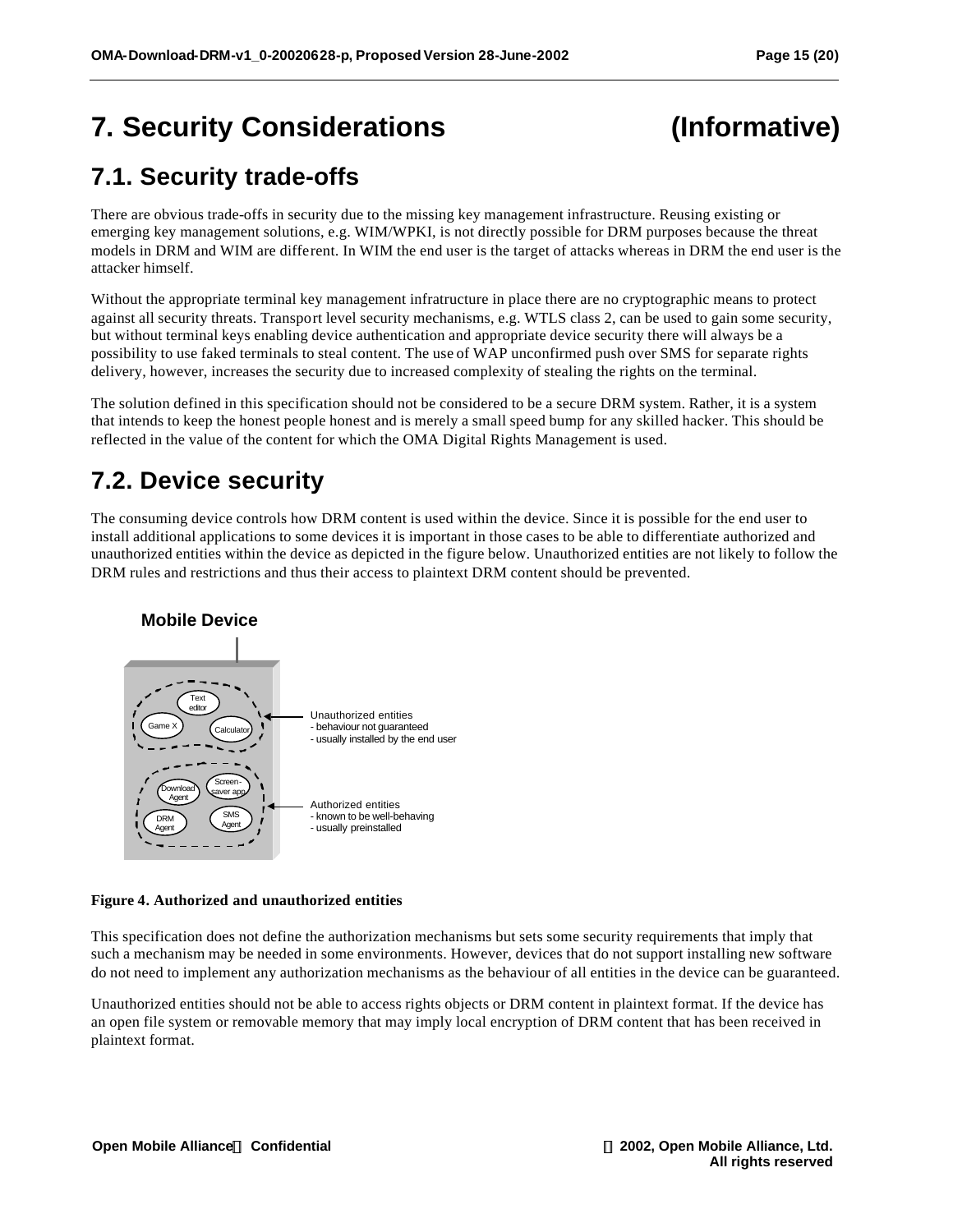# 7. Security Considerations (Informative)

## 7.1. Security trade-offs

There are obvious trade-offs in security due to the missing key management infrastructure. Reusing existing or emerging key management solutions, e.g. WIM/WPKI, is not directly possible for DRM purposes because the threat models in DRM and WIM are different. In WIM the end user is the target of attacks whereas in DRM the end user is the attacker himself.

Without the appropriate terminal key management infratructure in place there are no cryptographic means to protect against all security threats. Transport level security mechanisms, e.g. WTLS class 2, can be used to gain some security, but without terminal keys enabling device authentication and appropriate device security there will always be a possibility to use faked terminals to steal content. The use of WAP unconfirmed push over SMS for separate rights delivery, however, increases the security due to increased complexity of stealing the rights on the terminal.

The solution defined in this specification should not be considered to be a secure DRM system. Rather, it is a system that intends to keep the honest people honest and is merely a small speed bump for any skilled hacker. This should be reflected in the value of the content for which the OMA Digital Rights Management is used.

## 7.2. Device security

The consuming device controls how DRM content is used within the device. Since it is possible for the end user to install additional applications to some devices it is important in those cases to be able to differentiate authorized and unauthorized entities within the device as depicted in the figure below. Unauthorized entities are not likely to follow the DRM rules and restrictions and thus their access to plaintext DRM content should be prevented.

**Figure 4. Authorized and unauthorized entities**

This specification does not define the authorization mechanisms but sets some security requirements that imply that such a mechanism may be needed in some environments. However, devices that do not support installing new software do not need to implement any authorization mechanisms as the behaviour of all entities in the device can be guaranteed.

Unauthorized entities should not be able to access rights objects or DRM content in plaintext format. If the device has an open file system or removable memory that may imply local encryption of DRM content that has been received in plaintext format.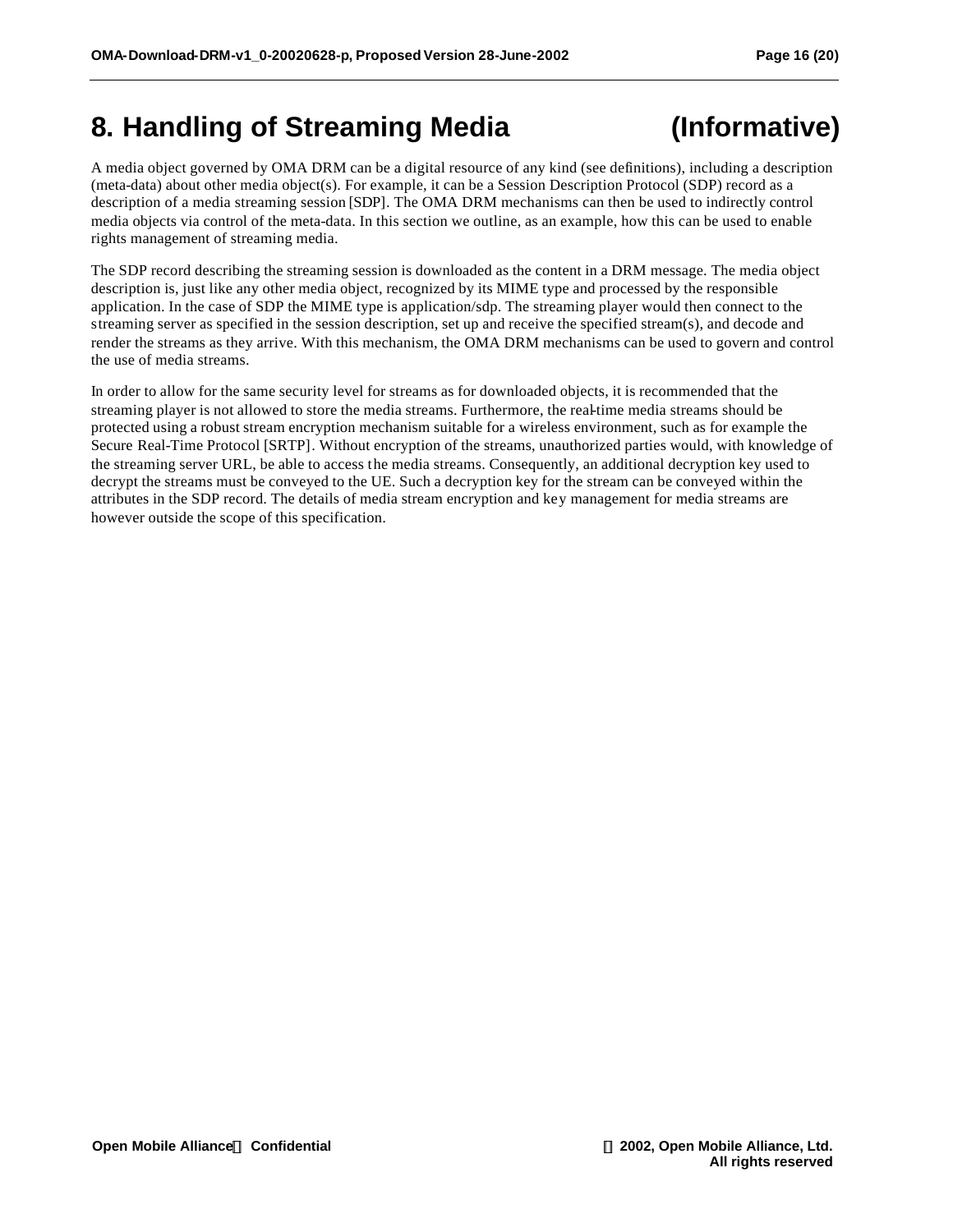# 8. Handling of Streaming Media (Informative)

A media object governed by OMA DRM can be a digital resource of any kind (see definitions), including a description (meta-data) about other media object(s). For example, it can be a Session Description Protocol (SDP) record as a description of a media streaming session [SDP]. The OMA DRM mechanisms can then be used to indirectly control media objects via control of the meta-data. In this section we outline, as an example, how this can be used to enable rights management of streaming media.

The SDP record describing the streaming session is downloaded as the content in a DRM message. The media object description is, just like any other media object, recognized by its MIME type and processed by the responsible application. In the case of SDP the MIME type is application/sdp. The streaming player would then connect to the streaming server as specified in the session description, set up and receive the specified stream(s), and decode and render the streams as they arrive. With this mechanism, the OMA DRM mechanisms can be used to govern and control the use of media streams.

In order to allow for the same security level for streams as for downloaded objects, it is recommended that the streaming player is not allowed to store the media streams. Furthermore, the real-time media streams should be protected using a robust stream encryption mechanism suitable for a wireless environment, such as for example the Secure Real-Time Protocol [SRTP]. Without encryption of the streams, unauthorized parties would, with knowledge of the streaming server URL, be able to access the media streams. Consequently, an additional decryption key used to decrypt the streams must be conveyed to the UE. Such a decryption key for the stream can be conveyed within the attributes in the SDP record. The details of media stream encryption and key management for media streams are however outside the scope of this specification.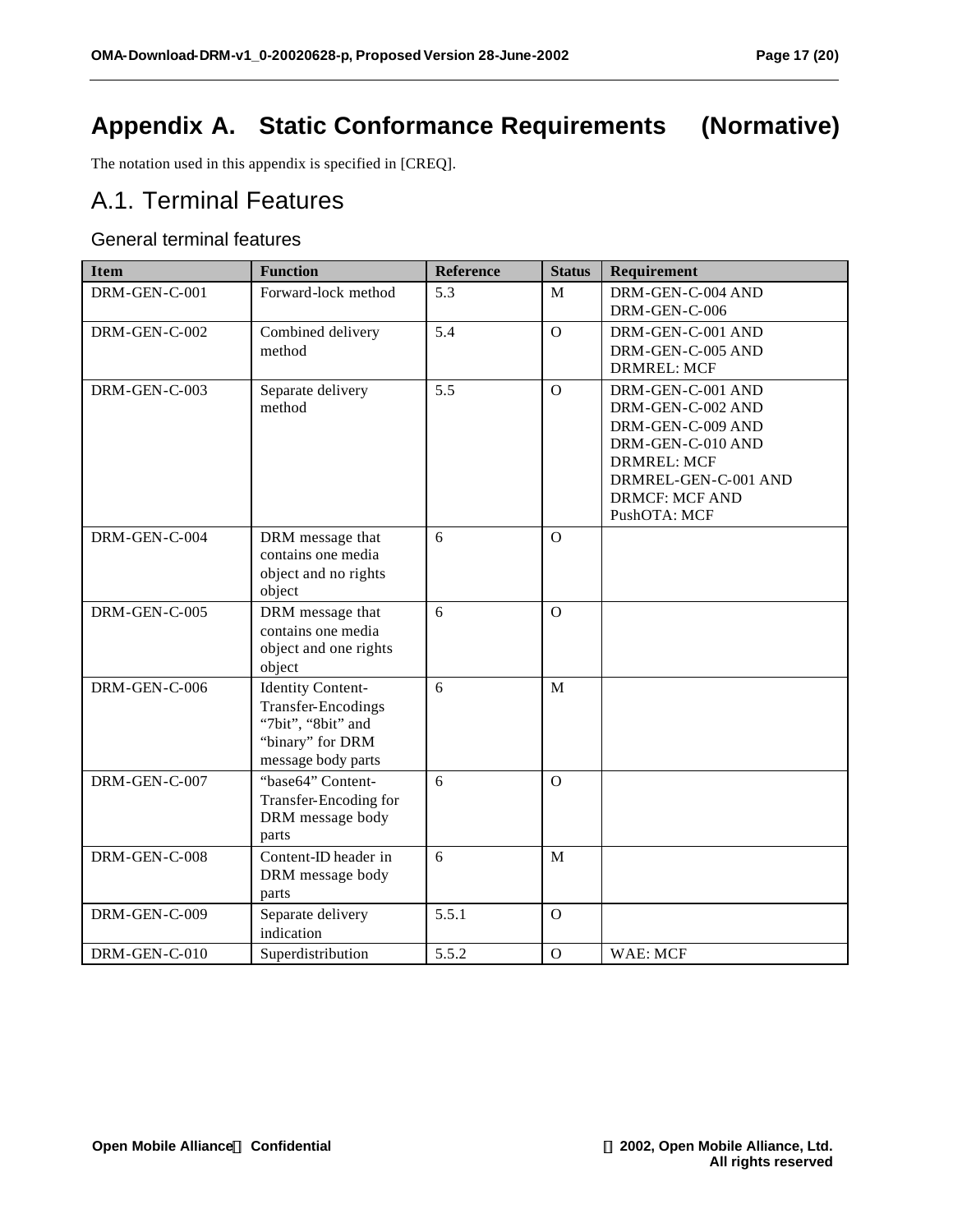# Appendix A. Static Conformance Requirements (Normative)

The notation used in this appendix is specified in [CREQ].

## A.1. Terminal Features

### General terminal features

| Item | Function | Reference | Status | Requirement |
|---|---|---|---|---|
| DRM-GEN-C-001 | Forward-lock method | 5.3 | M | DRM-GEN-C-004 AND DRM-GEN-C-006 |
| DRM-GEN-C-002 | Combined delivery method | 5.4 | O | DRM-GEN-C-001 AND DRM-GEN-C-005 AND DRMREL: MCF |
| DRM-GEN-C-003 | Separate delivery method | 5.5 | O | DRM-GEN-C-001 AND DRM-GEN-C-002 AND DRM-GEN-C-009 AND DRM-GEN-C-010 AND DRMREL: MCF DRMREL-GEN-C-001 AND DRMCF: MCF AND PushOTA: MCF |
| DRM-GEN-C-004 | DRM message that contains one media object and no rights object | 6 | O | |
| DRM-GEN-C-005 | DRM message that contains one media object and one rights object | 6 | O | |
| DRM-GEN-C-006 | Identity Content-Transfer-Encodings "7bit", "8bit" and "binary" for DRM message body parts | 6 | M | |
| DRM-GEN-C-007 | "base64" Content-Transfer-Encoding for DRM message body parts | 6 | O | |
| DRM-GEN-C-008 | Content-ID header in DRM message body parts | 6 | M | |
| DRM-GEN-C-009 | Separate delivery indication | 5.5.1 | O | |
| DRM-GEN-C-010 | Superdistribution | 5.5.2 | O | WAE: MCF |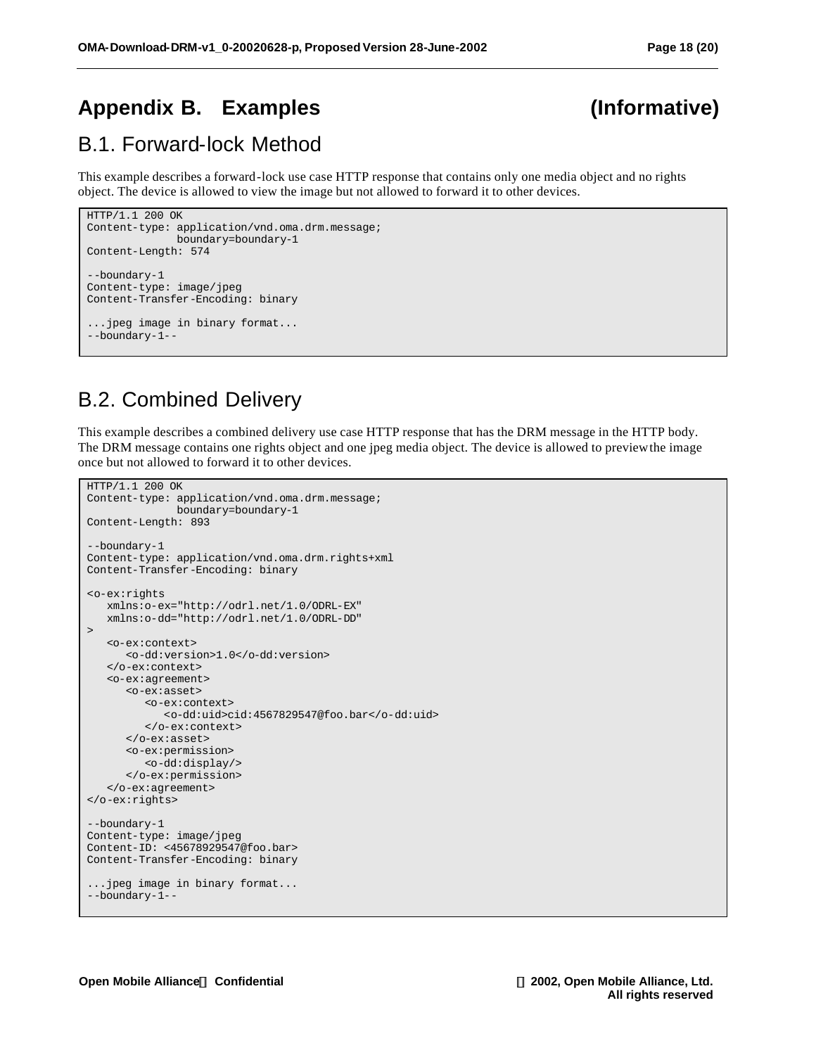# Appendix B. Examples (Informative)

## B.1. Forward-lock Method

This example describes a forward-lock use case HTTP response that contains only one media object and no rights object. The device is allowed to view the image but not allowed to forward it to other devices.

```
HTTP/1.1 200 OK
Content-type: application/vnd.oma.drm.message;
              boundary=boundary-1
Content-Length: 574

--boundary-1
Content-type: image/jpeg
Content-Transfer-Encoding: binary

...jpeg image in binary format...
--boundary-1--
```

## B.2. Combined Delivery

This example describes a combined delivery use case HTTP response that has the DRM message in the HTTP body. The DRM message contains one rights object and one jpeg media object. The device is allowed to preview the image once but not allowed to forward it to other devices.

```
HTTP/1.1 200 OK
Content-type: application/vnd.oma.drm.message;
              boundary=boundary-1
Content-Length: 893

--boundary-1
Content-type: application/vnd.oma.drm.rights+xml
Content-Transfer-Encoding: binary

<o-ex:rights
   xmlns:o-ex="http://odrl.net/1.0/ODRL-EX"
   xmlns:o-dd="http://odrl.net/1.0/ODRL-DD"
>
   <o-ex:context>
      <o-dd:version>1.0</o-dd:version>
   </o-ex:context>
   <o-ex:agreement>
      <o-ex:asset>
         <o-ex:context>
            <o-dd:uid>cid:4567829547@foo.bar</o-dd:uid>
         </o-ex:context>
      </o-ex:asset>
      <o-ex:permission>
         <o-dd:display/>
      </o-ex:permission>
   </o-ex:agreement>
</o-ex:rights>

--boundary-1
Content-type: image/jpeg
Content-ID: <45678929547@foo.bar>
Content-Transfer-Encoding: binary

...jpeg image in binary format...
--boundary-1--
```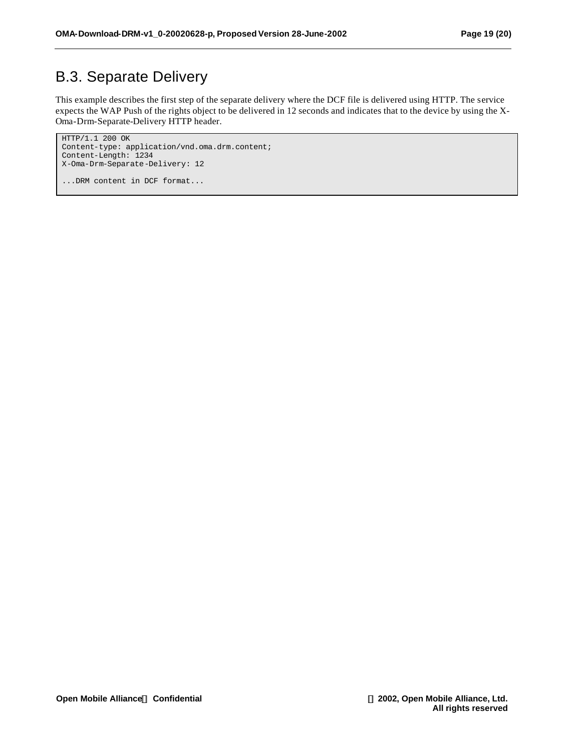## B.3. Separate Delivery

This example describes the first step of the separate delivery where the DCF file is delivered using HTTP. The service expects the WAP Push of the rights object to be delivered in 12 seconds and indicates that to the device by using the X-Oma-Drm-Separate-Delivery HTTP header.

```
HTTP/1.1 200 OK
Content-type: application/vnd.oma.drm.content;
Content-Length: 1234
X-Oma-Drm-Separate-Delivery: 12

...DRM content in DCF format...
```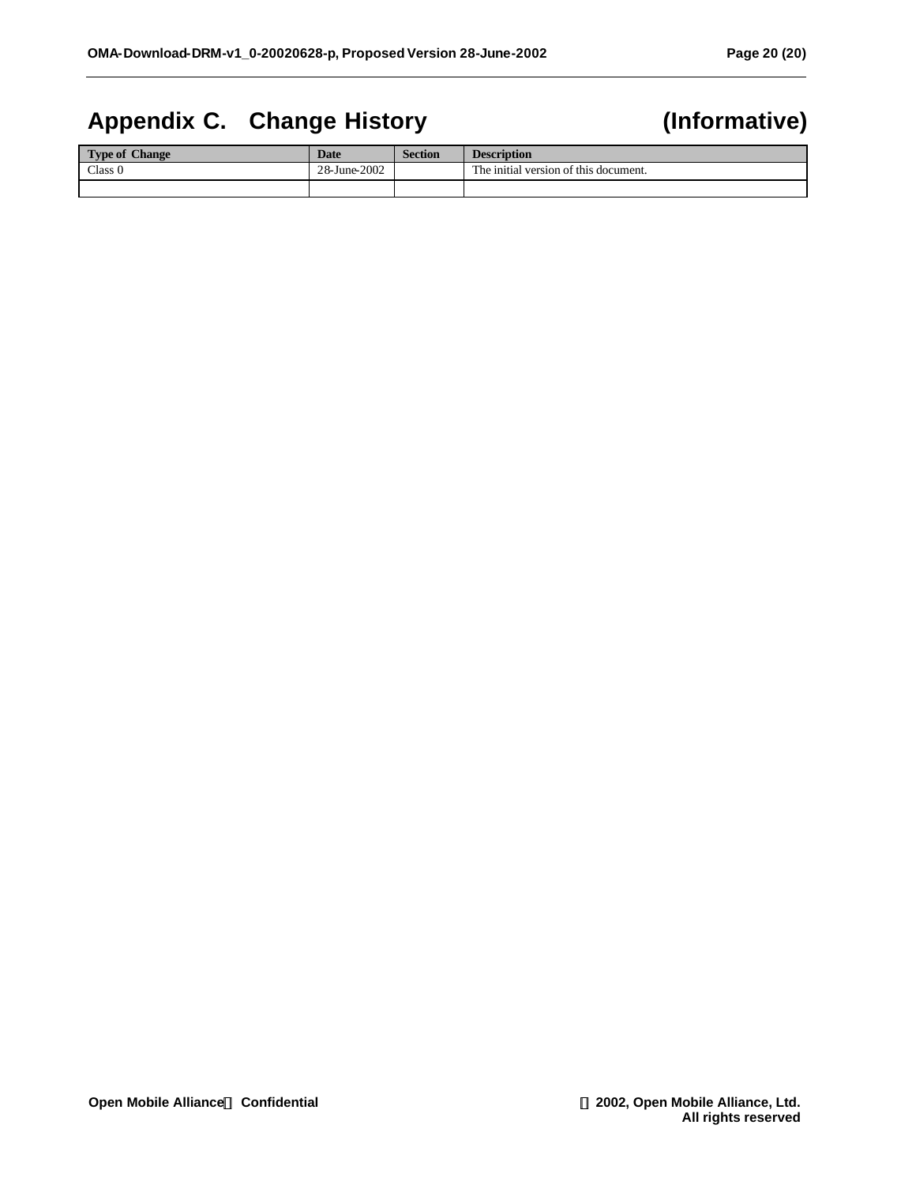# Appendix C. Change History (Informative)

| Type of Change | Date | Section | Description |
|---|---|---|---|
| Class 0 | 28-June-2002 | | The initial version of this document. |
| | | | |